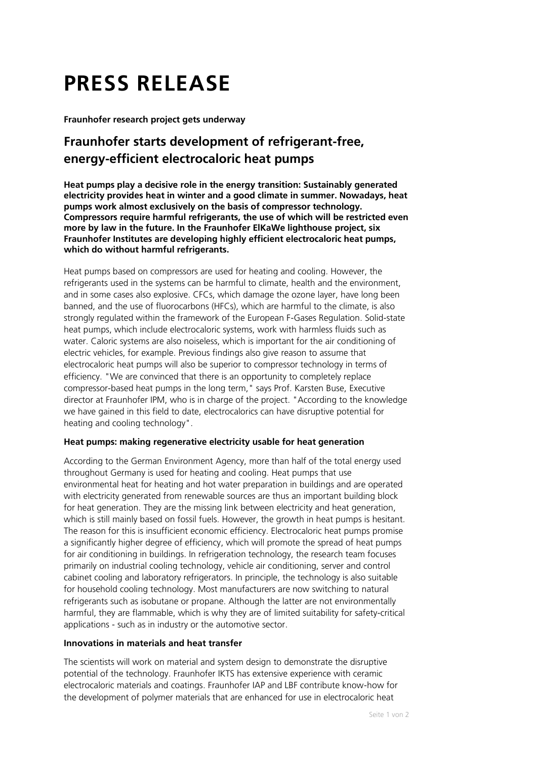# PRESS RELEASE

**Fraunhofer research project gets underway**

## Fraunhofer starts development of refrigerant-free, energy-efficient electrocaloric heat pumps

**Heat pumps play a decisive role in the energy transition: Sustainably generated electricity provides heat in winter and a good climate in summer. Nowadays, heat pumps work almost exclusively on the basis of compressor technology. Compressors require harmful refrigerants, the use of which will be restricted even more by law in the future. In the Fraunhofer ElKaWe lighthouse project, six Fraunhofer Institutes are developing highly efficient electrocaloric heat pumps, which do without harmful refrigerants.**

Heat pumps based on compressors are used for heating and cooling. However, the refrigerants used in the systems can be harmful to climate, health and the environment, and in some cases also explosive. CFCs, which damage the ozone layer, have long been banned, and the use of fluorocarbons (HFCs), which are harmful to the climate, is also strongly regulated within the framework of the European F-Gases Regulation. Solid-state heat pumps, which include electrocaloric systems, work with harmless fluids such as water. Caloric systems are also noiseless, which is important for the air conditioning of electric vehicles, for example. Previous findings also give reason to assume that electrocaloric heat pumps will also be superior to compressor technology in terms of efficiency. "We are convinced that there is an opportunity to completely replace compressor-based heat pumps in the long term," says Prof. Karsten Buse, Executive director at Fraunhofer IPM, who is in charge of the project. "According to the knowledge we have gained in this field to date, electrocalorics can have disruptive potential for heating and cooling technology".

**Heat pumps: making regenerative electricity usable for heat generation**

According to the German Environment Agency, more than half of the total energy used throughout Germany is used for heating and cooling. Heat pumps that use environmental heat for heating and hot water preparation in buildings and are operated with electricity generated from renewable sources are thus an important building block for heat generation. They are the missing link between electricity and heat generation, which is still mainly based on fossil fuels. However, the growth in heat pumps is hesitant. The reason for this is insufficient economic efficiency. Electrocaloric heat pumps promise a significantly higher degree of efficiency, which will promote the spread of heat pumps for air conditioning in buildings. In refrigeration technology, the research team focuses primarily on industrial cooling technology, vehicle air conditioning, server and control cabinet cooling and laboratory refrigerators. In principle, the technology is also suitable for household cooling technology. Most manufacturers are now switching to natural refrigerants such as isobutane or propane. Although the latter are not environmentally harmful, they are flammable, which is why they are of limited suitability for safety-critical applications - such as in industry or the automotive sector.

**Innovations in materials and heat transfer**

The scientists will work on material and system design to demonstrate the disruptive potential of the technology. Fraunhofer IKTS has extensive experience with ceramic electrocaloric materials and coatings. Fraunhofer IAP and LBF contribute know-how for the development of polymer materials that are enhanced for use in electrocaloric heat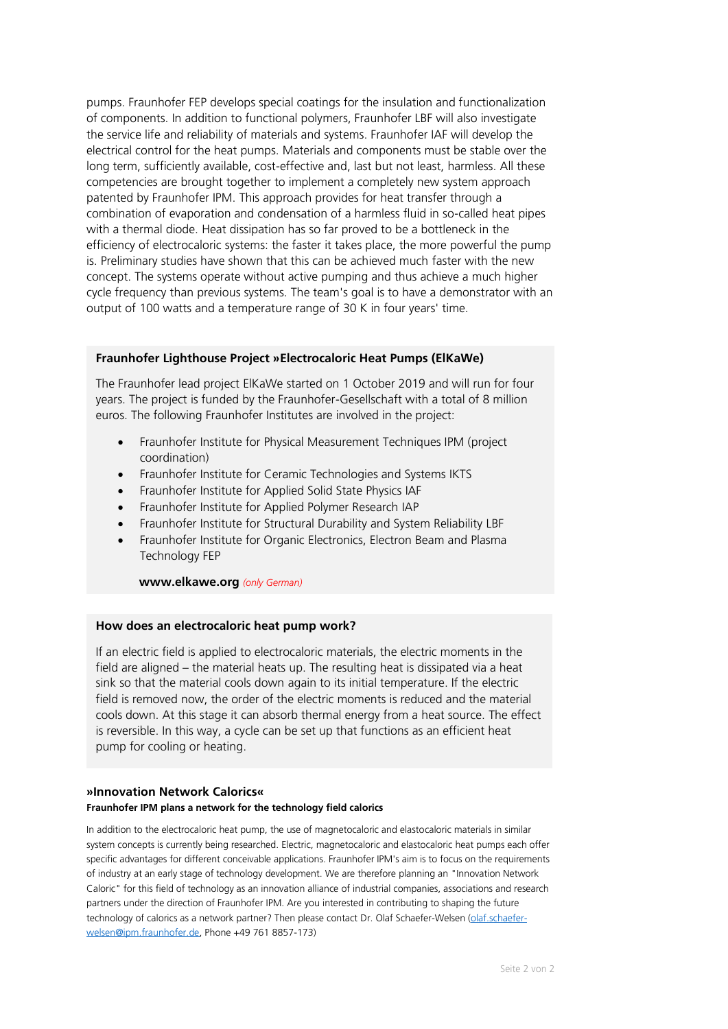pumps. Fraunhofer FEP develops special coatings for the insulation and functionalization of components. In addition to functional polymers, Fraunhofer LBF will also investigate the service life and reliability of materials and systems. Fraunhofer IAF will develop the electrical control for the heat pumps. Materials and components must be stable over the long term, sufficiently available, cost-effective and, last but not least, harmless. All these competencies are brought together to implement a completely new system approach patented by Fraunhofer IPM. This approach provides for heat transfer through a combination of evaporation and condensation of a harmless fluid in so-called heat pipes with a thermal diode. Heat dissipation has so far proved to be a bottleneck in the efficiency of electrocaloric systems: the faster it takes place, the more powerful the pump is. Preliminary studies have shown that this can be achieved much faster with the new concept. The systems operate without active pumping and thus achieve a much higher cycle frequency than previous systems. The team's goal is to have a demonstrator with an output of 100 watts and a temperature range of 30 K in four years' time.

### Fraunhofer Lighthouse Project »Electrocaloric Heat Pumps (ElKaWe)

The Fraunhofer lead project ElKaWe started on 1 October 2019 and will run for four years. The project is funded by the Fraunhofer-Gesellschaft with a total of 8 million euros. The following Fraunhofer Institutes are involved in the project:

- Fraunhofer Institute for Physical Measurement Techniques IPM (project coordination)
- Fraunhofer Institute for Ceramic Technologies and Systems IKTS
- Fraunhofer Institute for Applied Solid State Physics IAF
- Fraunhofer Institute for Applied Polymer Research IAP
- Fraunhofer Institute for Structural Durability and System Reliability LBF
- Fraunhofer Institute for Organic Electronics, Electron Beam and Plasma Technology FEP

**www.elkawe.org** *(only German)*

### How does an electrocaloric heat pump work?

If an electric field is applied to electrocaloric materials, the electric moments in the field are aligned – the material heats up. The resulting heat is dissipated via a heat sink so that the material cools down again to its initial temperature. If the electric field is removed now, the order of the electric moments is reduced and the material cools down. At this stage it can absorb thermal energy from a heat source. The effect is reversible. In this way, a cycle can be set up that functions as an efficient heat pump for cooling or heating.

### »Innovation Network Calorics«

**Fraunhofer IPM plans a network for the technology field calorics**

In addition to the electrocaloric heat pump, the use of magnetocaloric and elastocaloric materials in similar system concepts is currently being researched. Electric, magnetocaloric and elastocaloric heat pumps each offer specific advantages for different conceivable applications. Fraunhofer IPM's aim is to focus on the requirements of industry at an early stage of technology development. We are therefore planning an "Innovation Network Caloric" for this field of technology as an innovation alliance of industrial companies, associations and research partners under the direction of Fraunhofer IPM. Are you interested in contributing to shaping the future technology of calorics as a network partner? Then please contact Dr. Olaf Schaefer-Welsen (olaf.schaefer-welsen@ipm.fraunhofer.de, Phone +49 761 8857-173)